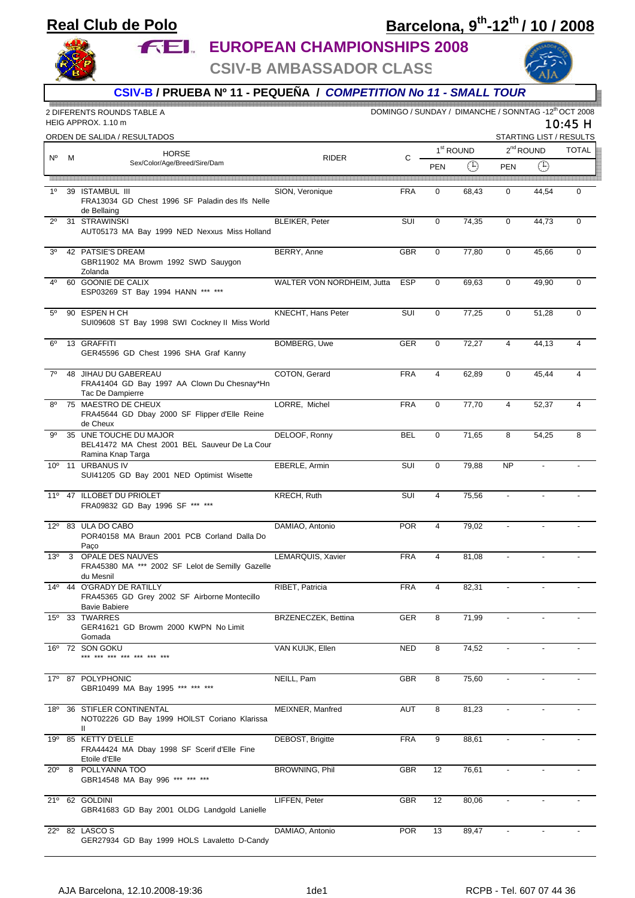# Real Club de Polo

## Barcelona, 9th-12th / 10 / 2008

## EUROPEAN CHAMPIONSHIPS 2008

### CSIV-B AMBASSADOR CLASS

### CSIV-B / PRUEBA Nº 11 - PEQUEÑA / *COMPETITION No 11 - SMALL TOUR*

2 DIFERENTS ROUNDS TABLE A
HEIG APPROX. 1.10 m

DOMINGO / SUNDAY / DIMANCHE / SONNTAG -12th OCT 2008
10:45 H

ORDEN DE SALIDA / RESULTADOS — STARTING LIST / RESULTS

| Nº | M | HORSE Sex/Color/Age/Breed/Sire/Dam | RIDER | C | 1st ROUND PEN | 1st ROUND Time | 2nd ROUND PEN | 2nd ROUND Time | TOTAL |
|---|---|---|---|---|---|---|---|---|---|
| 1º | 39 | ISTAMBUL III FRA13034 GD Chest 1996 SF Paladin des Ifs Nelle de Bellaing | SION, Veronique | FRA | 0 | 68,43 | 0 | 44,54 | 0 |
| 2º | 31 | STRAWINSKI AUT05173 MA Bay 1999 NED Nexxus Miss Holland | BLEIKER, Peter | SUI | 0 | 74,35 | 0 | 44,73 | 0 |
| 3º | 42 | PATSIE'S DREAM GBR11902 MA Browm 1992 SWD Sauygon Zolanda | BERRY, Anne | GBR | 0 | 77,80 | 0 | 45,66 | 0 |
| 4º | 60 | GOONIE DE CALIX ESP03269 ST Bay 1994 HANN *** *** | WALTER VON NORDHEIM, Jutta | ESP | 0 | 69,63 | 0 | 49,90 | 0 |
| 5º | 90 | ESPEN H CH SUI09608 ST Bay 1998 SWI Cockney II Miss World | KNECHT, Hans Peter | SUI | 0 | 77,25 | 0 | 51,28 | 0 |
| 6º | 13 | GRAFFITI GER45596 GD Chest 1996 SHA Graf Kanny | BOMBERG, Uwe | GER | 0 | 72,27 | 4 | 44,13 | 4 |
| 7º | 48 | JIHAU DU GABEREAU FRA41404 GD Bay 1997 AA Clown Du Chesnay*Hn Tac De Dampierre | COTON, Gerard | FRA | 4 | 62,89 | 0 | 45,44 | 4 |
| 8º | 75 | MAESTRO DE CHEUX FRA45644 GD Dbay 2000 SF Flipper d'Elle Reine de Cheux | LORRE, Michel | FRA | 0 | 77,70 | 4 | 52,37 | 4 |
| 9º | 35 | UNE TOUCHE DU MAJOR BEL41472 MA Chest 2001 BEL Sauveur De La Cour Ramina Knap Targa | DELOOF, Ronny | BEL | 0 | 71,65 | 8 | 54,25 | 8 |
| 10º | 11 | URBANUS IV SUI41205 GD Bay 2001 NED Optimist Wisette | EBERLE, Armin | SUI | 0 | 79,88 | NP | - | - |
| 11º | 47 | ILLOBET DU PRIOLET FRA09832 GD Bay 1996 SF *** *** | KRECH, Ruth | SUI | 4 | 75,56 | - | - | - |
| 12º | 83 | ULA DO CABO POR40158 MA Braun 2001 PCB Corland Dalla Do Paço | DAMIAO, Antonio | POR | 4 | 79,02 | - | - | - |
| 13º | 3 | OPALE DES NAUVES FRA45380 MA *** 2002 SF Lelot de Semilly Gazelle du Mesnil | LEMARQUIS, Xavier | FRA | 4 | 81,08 | - | - | - |
| 14º | 44 | O'GRADY DE RATILLY FRA45365 GD Grey 2002 SF Airborne Montecillo Bavie Babiere | RIBET, Patricia | FRA | 4 | 82,31 | - | - | - |
| 15º | 33 | TWARRES GER41621 GD Browm 2000 KWPN No Limit Gomada | BRZENECZEK, Bettina | GER | 8 | 71,99 | - | - | - |
| 16º | 72 | SON GOKU *** *** *** *** *** *** *** | VAN KUIJK, Ellen | NED | 8 | 74,52 | - | - | - |
| 17º | 87 | POLYPHONIC GBR10499 MA Bay 1995 *** *** *** | NEILL, Pam | GBR | 8 | 75,60 | - | - | - |
| 18º | 36 | STIFLER CONTINENTAL NOT02226 GD Bay 1999 HOILST Coriano Klarissa II | MEIXNER, Manfred | AUT | 8 | 81,23 | - | - | - |
| 19º | 85 | KETTY D'ELLE FRA44424 MA Dbay 1998 SF Scerif d'Elle Fine Etoile d'Elle | DEBOST, Brigitte | FRA | 9 | 88,61 | - | - | - |
| 20º | 8 | POLLYANNA TOO GBR14548 MA Bay 996 *** *** *** | BROWNING, Phil | GBR | 12 | 76,61 | - | - | - |
| 21º | 62 | GOLDINI GBR41683 GD Bay 2001 OLDG Landgold Lanielle | LIFFEN, Peter | GBR | 12 | 80,06 | - | - | - |
| 22º | 82 | LASCO S GER27934 GD Bay 1999 HOLS Lavaletto D-Candy | DAMIAO, Antonio | POR | 13 | 89,47 | - | - | - |

AJA Barcelona, 12.10.2008-19:36 — RCPB - Tel. 607 07 44 36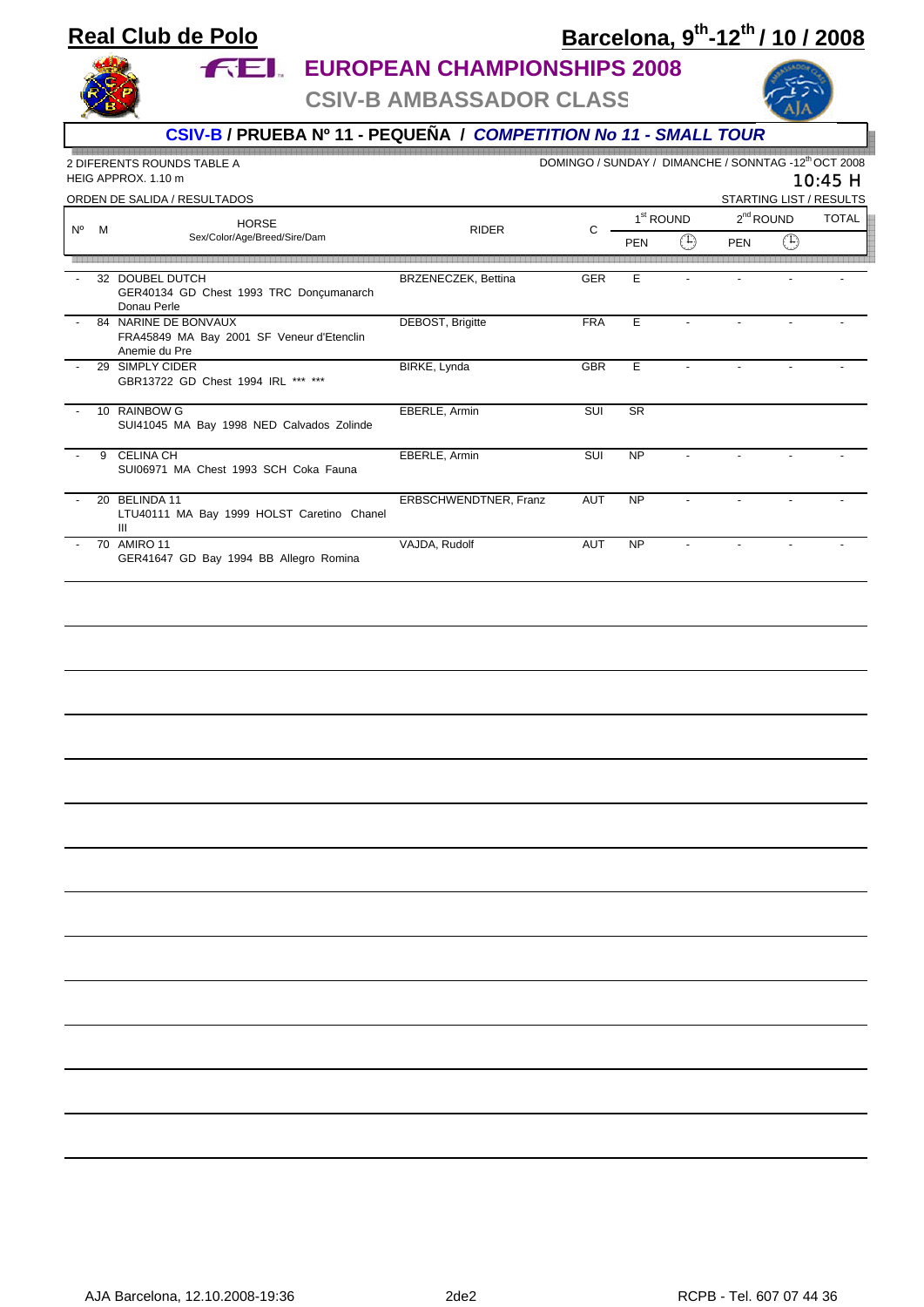## Real Club de Polo

## Barcelona, 9th-12th / 10 / 2008

# EUROPEAN CHAMPIONSHIPS 2008

## CSIV-B AMBASSADOR CLASS

### CSIV-B / PRUEBA Nº 11 - PEQUEÑA / *COMPETITION No 11 - SMALL TOUR*

2 DIFERENTS ROUNDS TABLE A
HEIG APPROX. 1.10 m

DOMINGO / SUNDAY / DIMANCHE / SONNTAG -12th OCT 2008
10:45 H

ORDEN DE SALIDA / RESULTADOS — STARTING LIST / RESULTS

| Nº | M | HORSE Sex/Color/Age/Breed/Sire/Dam | RIDER | C | 1st ROUND | | 2nd ROUND | | TOTAL |
|---|---|---|---|---|---|---|---|---|---|
| | | | | | PEN | Time | PEN | Time | |
| - | 32 | DOUBEL DUTCH GER40134 GD Chest 1993 TRC Donçumanarch Donau Perle | BRZENECZEK, Bettina | GER | E | - | - | - | - |
| - | 84 | NARINE DE BONVAUX FRA45849 MA Bay 2001 SF Veneur d'Etenclin Anemie du Pre | DEBOST, Brigitte | FRA | E | - | - | - | - |
| - | 29 | SIMPLY CIDER GBR13722 GD Chest 1994 IRL *** *** | BIRKE, Lynda | GBR | E | - | - | - | - |
| - | 10 | RAINBOW G SUI41045 MA Bay 1998 NED Calvados Zolinde | EBERLE, Armin | SUI | SR | | | | |
| - | 9 | CELINA CH SUI06971 MA Chest 1993 SCH Coka Fauna | EBERLE, Armin | SUI | NP | - | - | - | - |
| - | 20 | BELINDA 11 LTU40111 MA Bay 1999 HOLST Caretino Chanel III | ERBSCHWENDTNER, Franz | AUT | NP | - | - | - | - |
| - | 70 | AMIRO 11 GER41647 GD Bay 1994 BB Allegro Romina | VAJDA, Rudolf | AUT | NP | - | - | - | - |

AJA Barcelona, 12.10.2008-19:36 — RCPB - Tel. 607 07 44 36